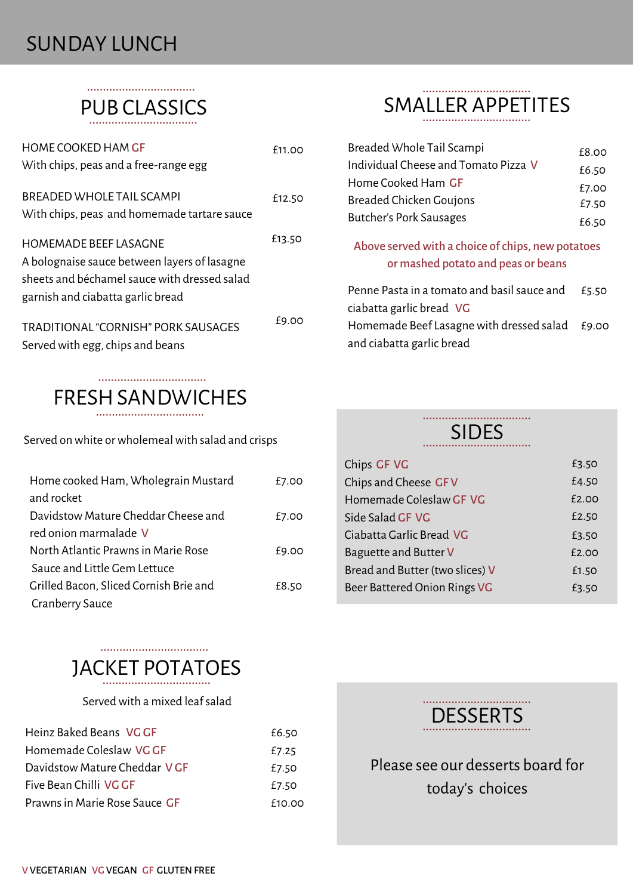# SUNDAY LUNCH

## PUB CLASSICS

HOME COOKED HAM GF — £11.00
With chips, peas and a free-range egg

BREADED WHOLE TAIL SCAMPI — £12.50
With chips, peas and homemade tartare sauce

HOMEMADE BEEF LASAGNE — £13.50
A bolognaise sauce between layers of lasagne sheets and béchamel sauce with dressed salad garnish and ciabatta garlic bread

TRADITIONAL "CORNISH" PORK SAUSAGES — £9.00
Served with egg, chips and beans

## SMALLER APPETITES

| Item | Price |
|---|---|
| Breaded Whole Tail Scampi | £8.00 |
| Individual Cheese and Tomato Pizza V | £6.50 |
| Home Cooked Ham GF | £7.00 |
| Breaded Chicken Goujons | £7.50 |
| Butcher's Pork Sausages | £6.50 |

Above served with a choice of chips, new potatoes or mashed potato and peas or beans

| Item | Price |
|---|---|
| Penne Pasta in a tomato and basil sauce and ciabatta garlic bread VG | £5.50 |
| Homemade Beef Lasagne with dressed salad and ciabatta garlic bread | £9.00 |

## FRESH SANDWICHES

Served on white or wholemeal with salad and crisps

| Item | Price |
|---|---|
| Home cooked Ham, Wholegrain Mustard and rocket | £7.00 |
| Davidstow Mature Cheddar Cheese and red onion marmalade V | £7.00 |
| North Atlantic Prawns in Marie Rose Sauce and Little Gem Lettuce | £9.00 |
| Grilled Bacon, Sliced Cornish Brie and Cranberry Sauce | £8.50 |

## SIDES

| Item | Price |
|---|---|
| Chips GF VG | £3.50 |
| Chips and Cheese GF V | £4.50 |
| Homemade Coleslaw GF VG | £2.00 |
| Side Salad GF VG | £2.50 |
| Ciabatta Garlic Bread VG | £3.50 |
| Baguette and Butter V | £2.00 |
| Bread and Butter (two slices) V | £1.50 |
| Beer Battered Onion Rings VG | £3.50 |

## JACKET POTATOES

Served with a mixed leaf salad

| Item | Price |
|---|---|
| Heinz Baked Beans VG GF | £6.50 |
| Homemade Coleslaw VG GF | £7.25 |
| Davidstow Mature Cheddar V GF | £7.50 |
| Five Bean Chilli VG GF | £7.50 |
| Prawns in Marie Rose Sauce GF | £10.00 |

## DESSERTS

Please see our desserts board for today's choices

V VEGETARIAN VG VEGAN GF GLUTEN FREE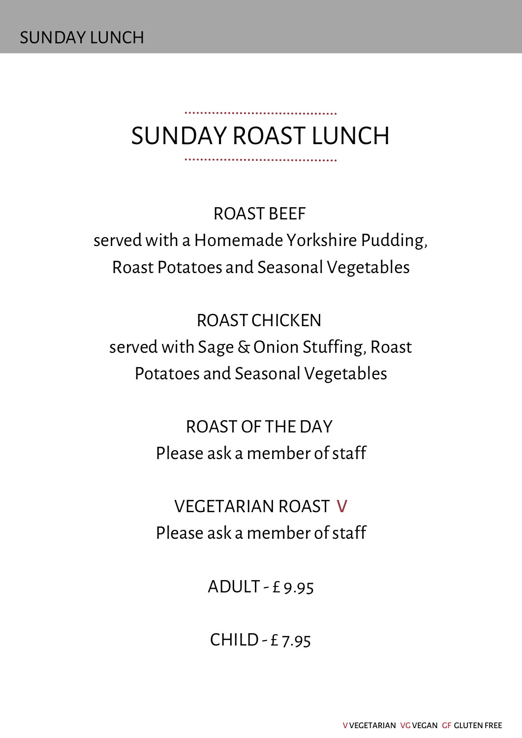# SUNDAY ROAST LUNCH

ROAST BEEF
served with a Homemade Yorkshire Pudding, Roast Potatoes and Seasonal Vegetables

ROAST CHICKEN
served with Sage & Onion Stuffing, Roast Potatoes and Seasonal Vegetables

ROAST OF THE DAY
Please ask a member of staff

VEGETARIAN ROAST V
Please ask a member of staff

ADULT - £ 9.95

CHILD - £ 7.95

V VEGETARIAN VG VEGAN GF GLUTEN FREE